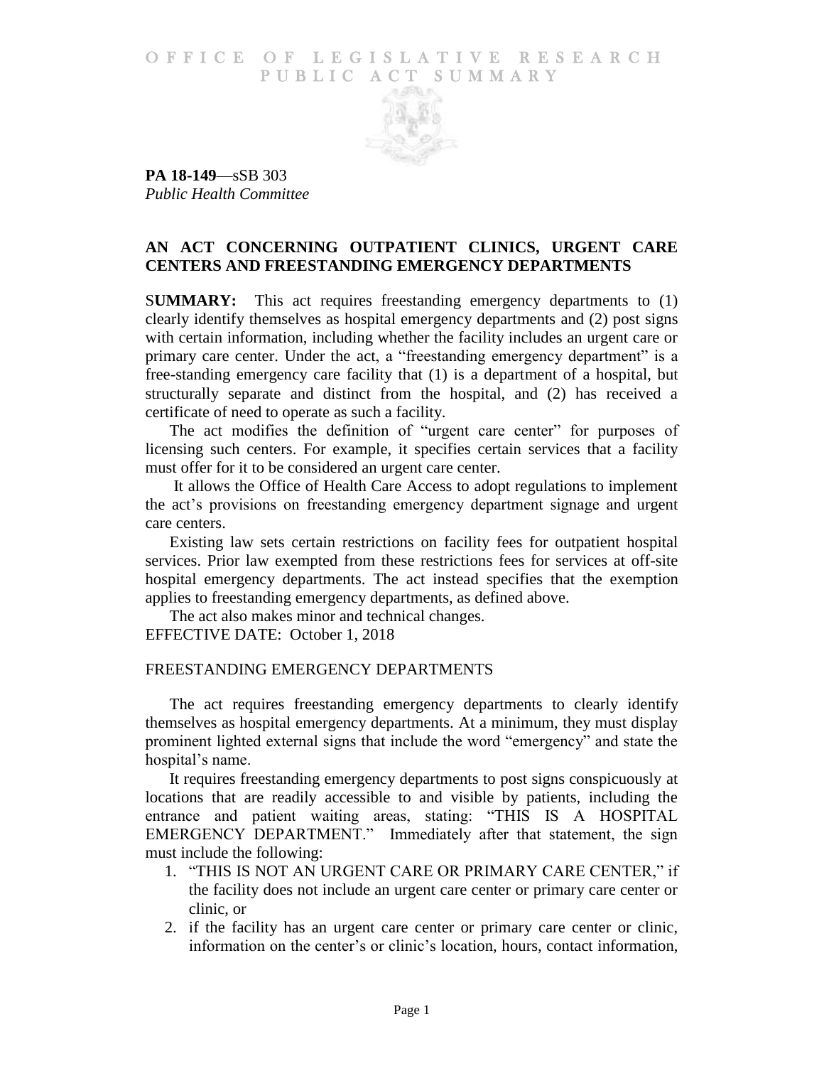# OFFICE OF LEGISLATIVE RESEARCH PUBLIC ACT SUMMARY

**PA 18-149**—sSB 303
*Public Health Committee*

## AN ACT CONCERNING OUTPATIENT CLINICS, URGENT CARE CENTERS AND FREESTANDING EMERGENCY DEPARTMENTS

**SUMMARY:** This act requires freestanding emergency departments to (1) clearly identify themselves as hospital emergency departments and (2) post signs with certain information, including whether the facility includes an urgent care or primary care center. Under the act, a "freestanding emergency department" is a free-standing emergency care facility that (1) is a department of a hospital, but structurally separate and distinct from the hospital, and (2) has received a certificate of need to operate as such a facility.

The act modifies the definition of "urgent care center" for purposes of licensing such centers. For example, it specifies certain services that a facility must offer for it to be considered an urgent care center.

It allows the Office of Health Care Access to adopt regulations to implement the act's provisions on freestanding emergency department signage and urgent care centers.

Existing law sets certain restrictions on facility fees for outpatient hospital services. Prior law exempted from these restrictions fees for services at off-site hospital emergency departments. The act instead specifies that the exemption applies to freestanding emergency departments, as defined above.

The act also makes minor and technical changes.

EFFECTIVE DATE: October 1, 2018

## FREESTANDING EMERGENCY DEPARTMENTS

The act requires freestanding emergency departments to clearly identify themselves as hospital emergency departments. At a minimum, they must display prominent lighted external signs that include the word "emergency" and state the hospital's name.

It requires freestanding emergency departments to post signs conspicuously at locations that are readily accessible to and visible by patients, including the entrance and patient waiting areas, stating: "THIS IS A HOSPITAL EMERGENCY DEPARTMENT." Immediately after that statement, the sign must include the following:

1. "THIS IS NOT AN URGENT CARE OR PRIMARY CARE CENTER," if the facility does not include an urgent care center or primary care center or clinic, or
2. if the facility has an urgent care center or primary care center or clinic, information on the center's or clinic's location, hours, contact information,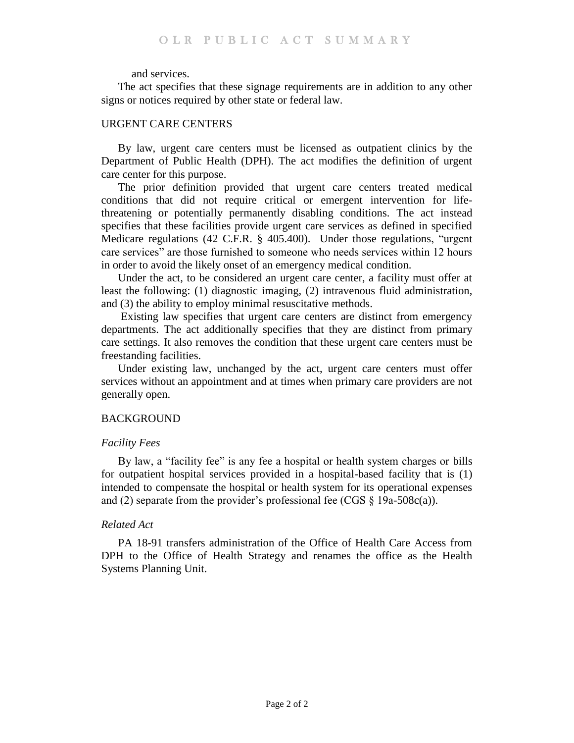and services.

The act specifies that these signage requirements are in addition to any other signs or notices required by other state or federal law.

## URGENT CARE CENTERS

By law, urgent care centers must be licensed as outpatient clinics by the Department of Public Health (DPH). The act modifies the definition of urgent care center for this purpose.

The prior definition provided that urgent care centers treated medical conditions that did not require critical or emergent intervention for life-threatening or potentially permanently disabling conditions. The act instead specifies that these facilities provide urgent care services as defined in specified Medicare regulations (42 C.F.R. § 405.400). Under those regulations, "urgent care services" are those furnished to someone who needs services within 12 hours in order to avoid the likely onset of an emergency medical condition.

Under the act, to be considered an urgent care center, a facility must offer at least the following: (1) diagnostic imaging, (2) intravenous fluid administration, and (3) the ability to employ minimal resuscitative methods.

Existing law specifies that urgent care centers are distinct from emergency departments. The act additionally specifies that they are distinct from primary care settings. It also removes the condition that these urgent care centers must be freestanding facilities.

Under existing law, unchanged by the act, urgent care centers must offer services without an appointment and at times when primary care providers are not generally open.

## BACKGROUND

### *Facility Fees*

By law, a "facility fee" is any fee a hospital or health system charges or bills for outpatient hospital services provided in a hospital-based facility that is (1) intended to compensate the hospital or health system for its operational expenses and (2) separate from the provider's professional fee (CGS § 19a-508c(a)).

### *Related Act*

PA 18-91 transfers administration of the Office of Health Care Access from DPH to the Office of Health Strategy and renames the office as the Health Systems Planning Unit.